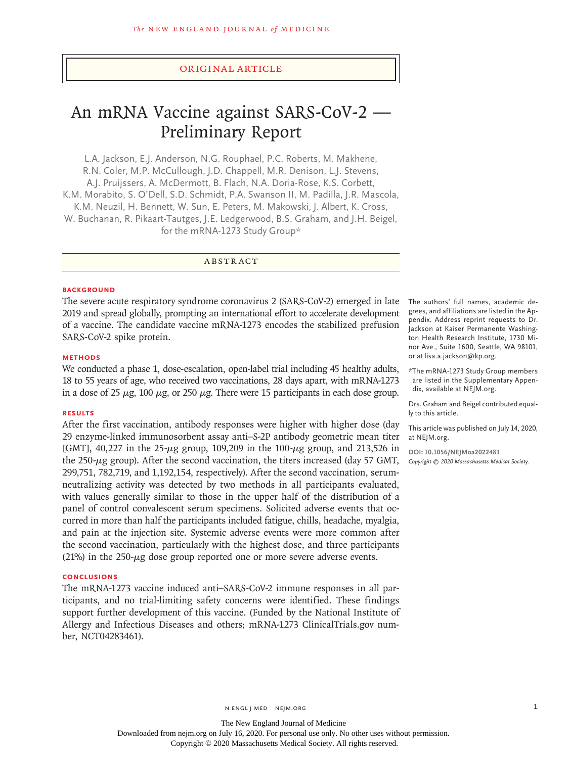ORIGINAL ARTICLE

# An mRNA Vaccine against SARS-CoV-2 — Preliminary Report

L.A. Jackson, E.J. Anderson, N.G. Rouphael, P.C. Roberts, M. Makhene, R.N. Coler, M.P. McCullough, J.D. Chappell, M.R. Denison, L.J. Stevens, A.J. Pruijssers, A. McDermott, B. Flach, N.A. Doria-Rose, K.S. Corbett, K.M. Morabito, S. O'Dell, S.D. Schmidt, P.A. Swanson II, M. Padilla, J.R. Mascola, K.M. Neuzil, H. Bennett, W. Sun, E. Peters, M. Makowski, J. Albert, K. Cross, W. Buchanan, R. Pikaart-Tautges, J.E. Ledgerwood, B.S. Graham, and J.H. Beigel, for the mRNA-1273 Study Group*

## ABSTRACT

### BACKGROUND

The severe acute respiratory syndrome coronavirus 2 (SARS-CoV-2) emerged in late 2019 and spread globally, prompting an international effort to accelerate development of a vaccine. The candidate vaccine mRNA-1273 encodes the stabilized prefusion SARS-CoV-2 spike protein.

### METHODS

We conducted a phase 1, dose-escalation, open-label trial including 45 healthy adults, 18 to 55 years of age, who received two vaccinations, 28 days apart, with mRNA-1273 in a dose of 25 μg, 100 μg, or 250 μg. There were 15 participants in each dose group.

### RESULTS

After the first vaccination, antibody responses were higher with higher dose (day 29 enzyme-linked immunosorbent assay anti–S-2P antibody geometric mean titer [GMT], 40,227 in the 25-μg group, 109,209 in the 100-μg group, and 213,526 in the 250-μg group). After the second vaccination, the titers increased (day 57 GMT, 299,751, 782,719, and 1,192,154, respectively). After the second vaccination, serum-neutralizing activity was detected by two methods in all participants evaluated, with values generally similar to those in the upper half of the distribution of a panel of control convalescent serum specimens. Solicited adverse events that occurred in more than half the participants included fatigue, chills, headache, myalgia, and pain at the injection site. Systemic adverse events were more common after the second vaccination, particularly with the highest dose, and three participants (21%) in the 250-μg dose group reported one or more severe adverse events.

### CONCLUSIONS

The mRNA-1273 vaccine induced anti–SARS-CoV-2 immune responses in all participants, and no trial-limiting safety concerns were identified. These findings support further development of this vaccine. (Funded by the National Institute of Allergy and Infectious Diseases and others; mRNA-1273 ClinicalTrials.gov number, NCT04283461).

The authors' full names, academic degrees, and affiliations are listed in the Appendix. Address reprint requests to Dr. Jackson at Kaiser Permanente Washington Health Research Institute, 1730 Minor Ave., Suite 1600, Seattle, WA 98101, or at lisa.a.jackson@kp.org.

*The mRNA-1273 Study Group members are listed in the Supplementary Appendix, available at NEJM.org.

Drs. Graham and Beigel contributed equally to this article.

This article was published on July 14, 2020, at NEJM.org.

DOI: 10.1056/NEJMoa2022483

*Copyright © 2020 Massachusetts Medical Society.*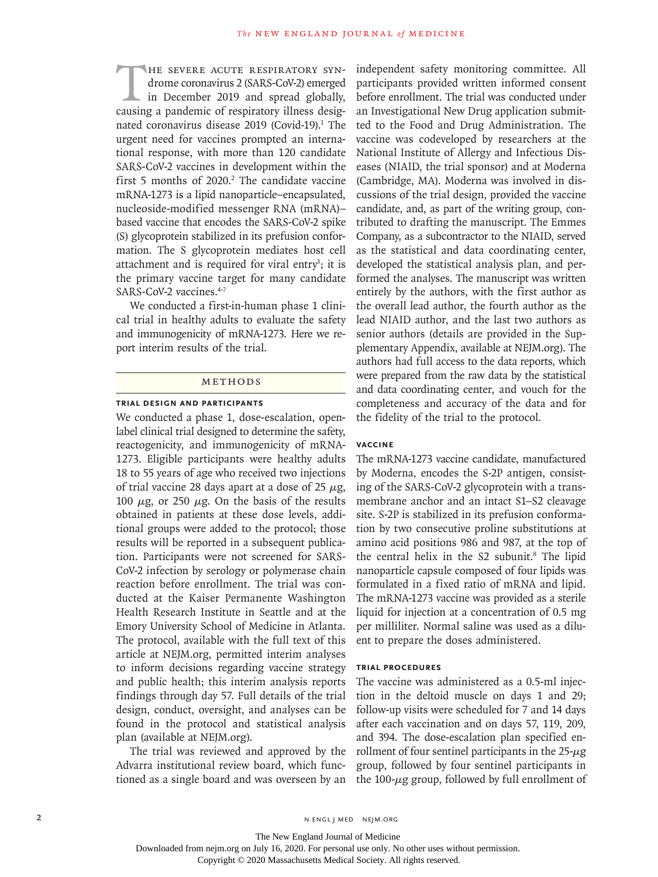The severe acute respiratory syndrome coronavirus 2 (SARS-CoV-2) emerged in December 2019 and spread globally, causing a pandemic of respiratory illness designated coronavirus disease 2019 (Covid-19).[1] The urgent need for vaccines prompted an international response, with more than 120 candidate SARS-CoV-2 vaccines in development within the first 5 months of 2020.[2] The candidate vaccine mRNA-1273 is a lipid nanoparticle–encapsulated, nucleoside-modified messenger RNA (mRNA)–based vaccine that encodes the SARS-CoV-2 spike (S) glycoprotein stabilized in its prefusion conformation. The S glycoprotein mediates host cell attachment and is required for viral entry[3]; it is the primary vaccine target for many candidate SARS-CoV-2 vaccines.[4-7]

We conducted a first-in-human phase 1 clinical trial in healthy adults to evaluate the safety and immunogenicity of mRNA-1273. Here we report interim results of the trial.

## Methods

### Trial Design and Participants

We conducted a phase 1, dose-escalation, open-label clinical trial designed to determine the safety, reactogenicity, and immunogenicity of mRNA-1273. Eligible participants were healthy adults 18 to 55 years of age who received two injections of trial vaccine 28 days apart at a dose of 25 μg, 100 μg, or 250 μg. On the basis of the results obtained in patients at these dose levels, additional groups were added to the protocol; those results will be reported in a subsequent publication. Participants were not screened for SARS-CoV-2 infection by serology or polymerase chain reaction before enrollment. The trial was conducted at the Kaiser Permanente Washington Health Research Institute in Seattle and at the Emory University School of Medicine in Atlanta. The protocol, available with the full text of this article at NEJM.org, permitted interim analyses to inform decisions regarding vaccine strategy and public health; this interim analysis reports findings through day 57. Full details of the trial design, conduct, oversight, and analyses can be found in the protocol and statistical analysis plan (available at NEJM.org).

The trial was reviewed and approved by the Advarra institutional review board, which functioned as a single board and was overseen by an independent safety monitoring committee. All participants provided written informed consent before enrollment. The trial was conducted under an Investigational New Drug application submitted to the Food and Drug Administration. The vaccine was codeveloped by researchers at the National Institute of Allergy and Infectious Diseases (NIAID, the trial sponsor) and at Moderna (Cambridge, MA). Moderna was involved in discussions of the trial design, provided the vaccine candidate, and, as part of the writing group, contributed to drafting the manuscript. The Emmes Company, as a subcontractor to the NIAID, served as the statistical and data coordinating center, developed the statistical analysis plan, and performed the analyses. The manuscript was written entirely by the authors, with the first author as the overall lead author, the fourth author as the lead NIAID author, and the last two authors as senior authors (details are provided in the Supplementary Appendix, available at NEJM.org). The authors had full access to the data reports, which were prepared from the raw data by the statistical and data coordinating center, and vouch for the completeness and accuracy of the data and for the fidelity of the trial to the protocol.

### Vaccine

The mRNA-1273 vaccine candidate, manufactured by Moderna, encodes the S-2P antigen, consisting of the SARS-CoV-2 glycoprotein with a transmembrane anchor and an intact S1–S2 cleavage site. S-2P is stabilized in its prefusion conformation by two consecutive proline substitutions at amino acid positions 986 and 987, at the top of the central helix in the S2 subunit.[8] The lipid nanoparticle capsule composed of four lipids was formulated in a fixed ratio of mRNA and lipid. The mRNA-1273 vaccine was provided as a sterile liquid for injection at a concentration of 0.5 mg per milliliter. Normal saline was used as a diluent to prepare the doses administered.

### Trial Procedures

The vaccine was administered as a 0.5-ml injection in the deltoid muscle on days 1 and 29; follow-up visits were scheduled for 7 and 14 days after each vaccination and on days 57, 119, 209, and 394. The dose-escalation plan specified enrollment of four sentinel participants in the 25-μg group, followed by four sentinel participants in the 100-μg group, followed by full enrollment of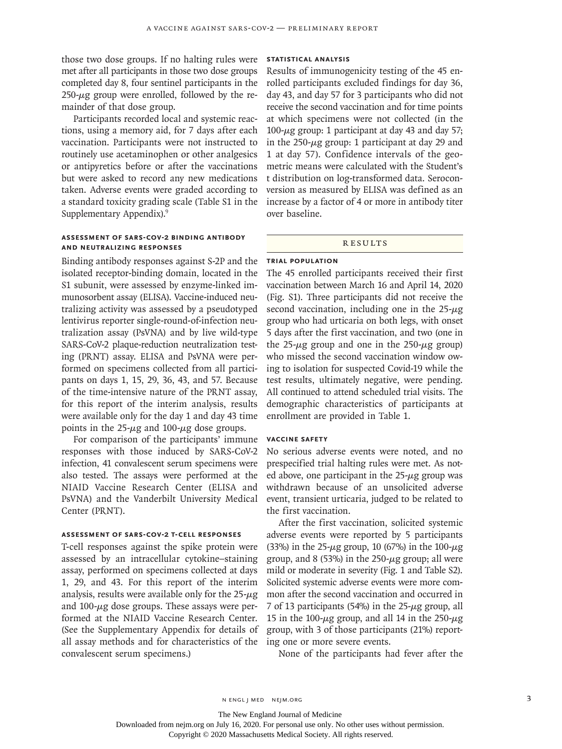those two dose groups. If no halting rules were met after all participants in those two dose groups completed day 8, four sentinel participants in the 250-μg group were enrolled, followed by the remainder of that dose group.

Participants recorded local and systemic reactions, using a memory aid, for 7 days after each vaccination. Participants were not instructed to routinely use acetaminophen or other analgesics or antipyretics before or after the vaccinations but were asked to record any new medications taken. Adverse events were graded according to a standard toxicity grading scale (Table S1 in the Supplementary Appendix).[9]

### Assessment of SARS-CoV-2 Binding Antibody and Neutralizing Responses

Binding antibody responses against S-2P and the isolated receptor-binding domain, located in the S1 subunit, were assessed by enzyme-linked immunosorbent assay (ELISA). Vaccine-induced neutralizing activity was assessed by a pseudotyped lentivirus reporter single-round-of-infection neutralization assay (PsVNA) and by live wild-type SARS-CoV-2 plaque-reduction neutralization testing (PRNT) assay. ELISA and PsVNA were performed on specimens collected from all participants on days 1, 15, 29, 36, 43, and 57. Because of the time-intensive nature of the PRNT assay, for this report of the interim analysis, results were available only for the day 1 and day 43 time points in the 25-μg and 100-μg dose groups.

For comparison of the participants' immune responses with those induced by SARS-CoV-2 infection, 41 convalescent serum specimens were also tested. The assays were performed at the NIAID Vaccine Research Center (ELISA and PsVNA) and the Vanderbilt University Medical Center (PRNT).

### Assessment of SARS-CoV-2 T-Cell Responses

T-cell responses against the spike protein were assessed by an intracellular cytokine–staining assay, performed on specimens collected at days 1, 29, and 43. For this report of the interim analysis, results were available only for the 25-μg and 100-μg dose groups. These assays were performed at the NIAID Vaccine Research Center. (See the Supplementary Appendix for details of all assay methods and for characteristics of the convalescent serum specimens.)

### Statistical Analysis

Results of immunogenicity testing of the 45 enrolled participants excluded findings for day 36, day 43, and day 57 for 3 participants who did not receive the second vaccination and for time points at which specimens were not collected (in the 100-μg group: 1 participant at day 43 and day 57; in the 250-μg group: 1 participant at day 29 and 1 at day 57). Confidence intervals of the geometric means were calculated with the Student's t distribution on log-transformed data. Seroconversion as measured by ELISA was defined as an increase by a factor of 4 or more in antibody titer over baseline.

## Results

### Trial Population

The 45 enrolled participants received their first vaccination between March 16 and April 14, 2020 (Fig. S1). Three participants did not receive the second vaccination, including one in the 25-μg group who had urticaria on both legs, with onset 5 days after the first vaccination, and two (one in the 25-μg group and one in the 250-μg group) who missed the second vaccination window owing to isolation for suspected Covid-19 while the test results, ultimately negative, were pending. All continued to attend scheduled trial visits. The demographic characteristics of participants at enrollment are provided in Table 1.

### Vaccine Safety

No serious adverse events were noted, and no prespecified trial halting rules were met. As noted above, one participant in the 25-μg group was withdrawn because of an unsolicited adverse event, transient urticaria, judged to be related to the first vaccination.

After the first vaccination, solicited systemic adverse events were reported by 5 participants (33%) in the 25-μg group, 10 (67%) in the 100-μg group, and 8 (53%) in the 250-μg group; all were mild or moderate in severity (Fig. 1 and Table S2). Solicited systemic adverse events were more common after the second vaccination and occurred in 7 of 13 participants (54%) in the 25-μg group, all 15 in the 100-μg group, and all 14 in the 250-μg group, with 3 of those participants (21%) reporting one or more severe events.

None of the participants had fever after the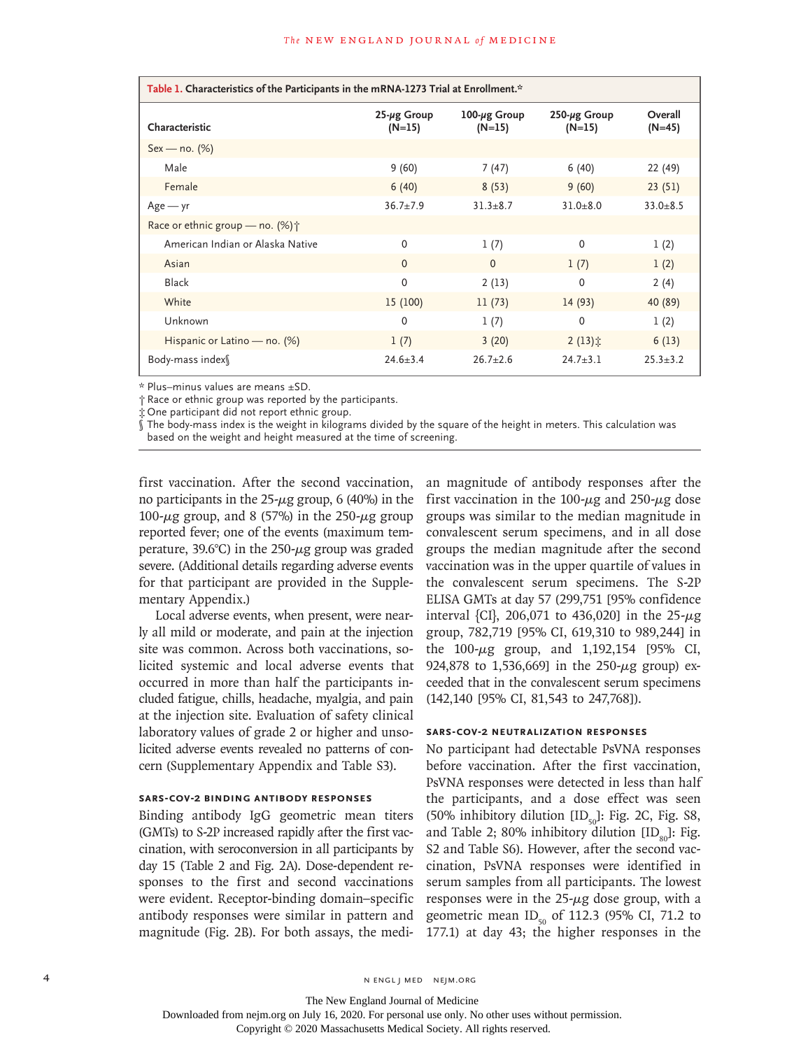**Table 1. Characteristics of the Participants in the mRNA-1273 Trial at Enrollment.***

| Characteristic | 25-μg Group (N=15) | 100-μg Group (N=15) | 250-μg Group (N=15) | Overall (N=45) |
|---|---|---|---|---|
| Sex — no. (%) | | | | |
| Male | 9 (60) | 7 (47) | 6 (40) | 22 (49) |
| Female | 6 (40) | 8 (53) | 9 (60) | 23 (51) |
| Age — yr | 36.7±7.9 | 31.3±8.7 | 31.0±8.0 | 33.0±8.5 |
| Race or ethnic group — no. (%)† | | | | |
| American Indian or Alaska Native | 0 | 1 (7) | 0 | 1 (2) |
| Asian | 0 | 0 | 1 (7) | 1 (2) |
| Black | 0 | 2 (13) | 0 | 2 (4) |
| White | 15 (100) | 11 (73) | 14 (93) | 40 (89) |
| Unknown | 0 | 1 (7) | 0 | 1 (2) |
| Hispanic or Latino — no. (%) | 1 (7) | 3 (20) | 2 (13)‡ | 6 (13) |
| Body-mass index§ | 24.6±3.4 | 26.7±2.6 | 24.7±3.1 | 25.3±3.2 |

\* Plus–minus values are means ±SD.

† Race or ethnic group was reported by the participants.

‡ One participant did not report ethnic group.

§ The body-mass index is the weight in kilograms divided by the square of the height in meters. This calculation was based on the weight and height measured at the time of screening.

first vaccination. After the second vaccination, no participants in the 25-μg group, 6 (40%) in the 100-μg group, and 8 (57%) in the 250-μg group reported fever; one of the events (maximum temperature, 39.6°C) in the 250-μg group was graded severe. (Additional details regarding adverse events for that participant are provided in the Supplementary Appendix.)

Local adverse events, when present, were nearly all mild or moderate, and pain at the injection site was common. Across both vaccinations, solicited systemic and local adverse events that occurred in more than half the participants included fatigue, chills, headache, myalgia, and pain at the injection site. Evaluation of safety clinical laboratory values of grade 2 or higher and unsolicited adverse events revealed no patterns of concern (Supplementary Appendix and Table S3).

### SARS-CoV-2 Binding Antibody Responses

Binding antibody IgG geometric mean titers (GMTs) to S-2P increased rapidly after the first vaccination, with seroconversion in all participants by day 15 (Table 2 and Fig. 2A). Dose-dependent responses to the first and second vaccinations were evident. Receptor-binding domain–specific antibody responses were similar in pattern and magnitude (Fig. 2B). For both assays, the median magnitude of antibody responses after the first vaccination in the 100-μg and 250-μg dose groups was similar to the median magnitude in convalescent serum specimens, and in all dose groups the median magnitude after the second vaccination was in the upper quartile of values in the convalescent serum specimens. The S-2P ELISA GMTs at day 57 (299,751 [95% confidence interval {CI}, 206,071 to 436,020] in the 25-μg group, 782,719 [95% CI, 619,310 to 989,244] in the 100-μg group, and 1,192,154 [95% CI, 924,878 to 1,536,669] in the 250-μg group) exceeded that in the convalescent serum specimens (142,140 [95% CI, 81,543 to 247,768]).

### SARS-CoV-2 Neutralization Responses

No participant had detectable PsVNA responses before vaccination. After the first vaccination, PsVNA responses were detected in less than half the participants, and a dose effect was seen (50% inhibitory dilution [$ID_{50}$]: Fig. 2C, Fig. S8, and Table 2; 80% inhibitory dilution [$ID_{80}$]: Fig. S2 and Table S6). However, after the second vaccination, PsVNA responses were identified in serum samples from all participants. The lowest responses were in the 25-μg dose group, with a geometric mean $ID_{50}$ of 112.3 (95% CI, 71.2 to 177.1) at day 43; the higher responses in the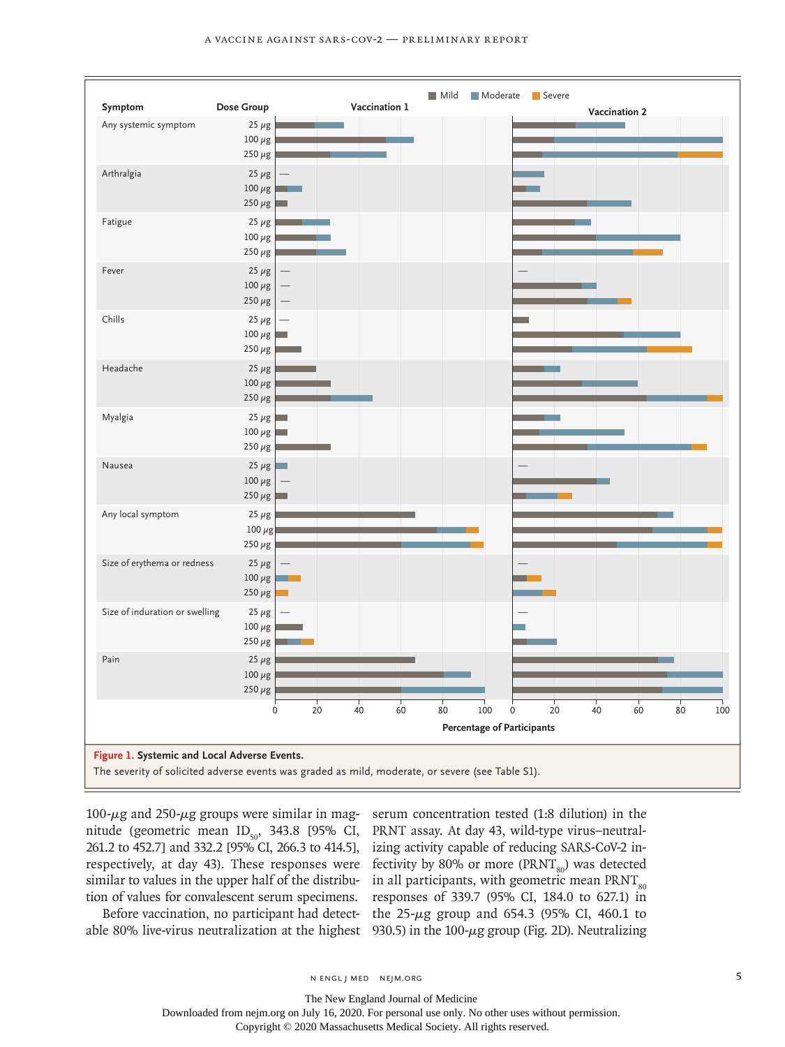**Figure 1. Systemic and Local Adverse Events.**
The severity of solicited adverse events was graded as mild, moderate, or severe (see Table S1).

100-μg and 250-μg groups were similar in magnitude (geometric mean $ID_{50}$, 343.8 [95% CI, 261.2 to 452.7] and 332.2 [95% CI, 266.3 to 414.5], respectively, at day 43). These responses were similar to values in the upper half of the distribution of values for convalescent serum specimens.

Before vaccination, no participant had detectable 80% live-virus neutralization at the highest serum concentration tested (1:8 dilution) in the PRNT assay. At day 43, wild-type virus–neutralizing activity capable of reducing SARS-CoV-2 infectivity by 80% or more ($PRNT_{80}$) was detected in all participants, with geometric mean $PRNT_{80}$ responses of 339.7 (95% CI, 184.0 to 627.1) in the 25-μg group and 654.3 (95% CI, 460.1 to 930.5) in the 100-μg group (Fig. 2D). Neutralizing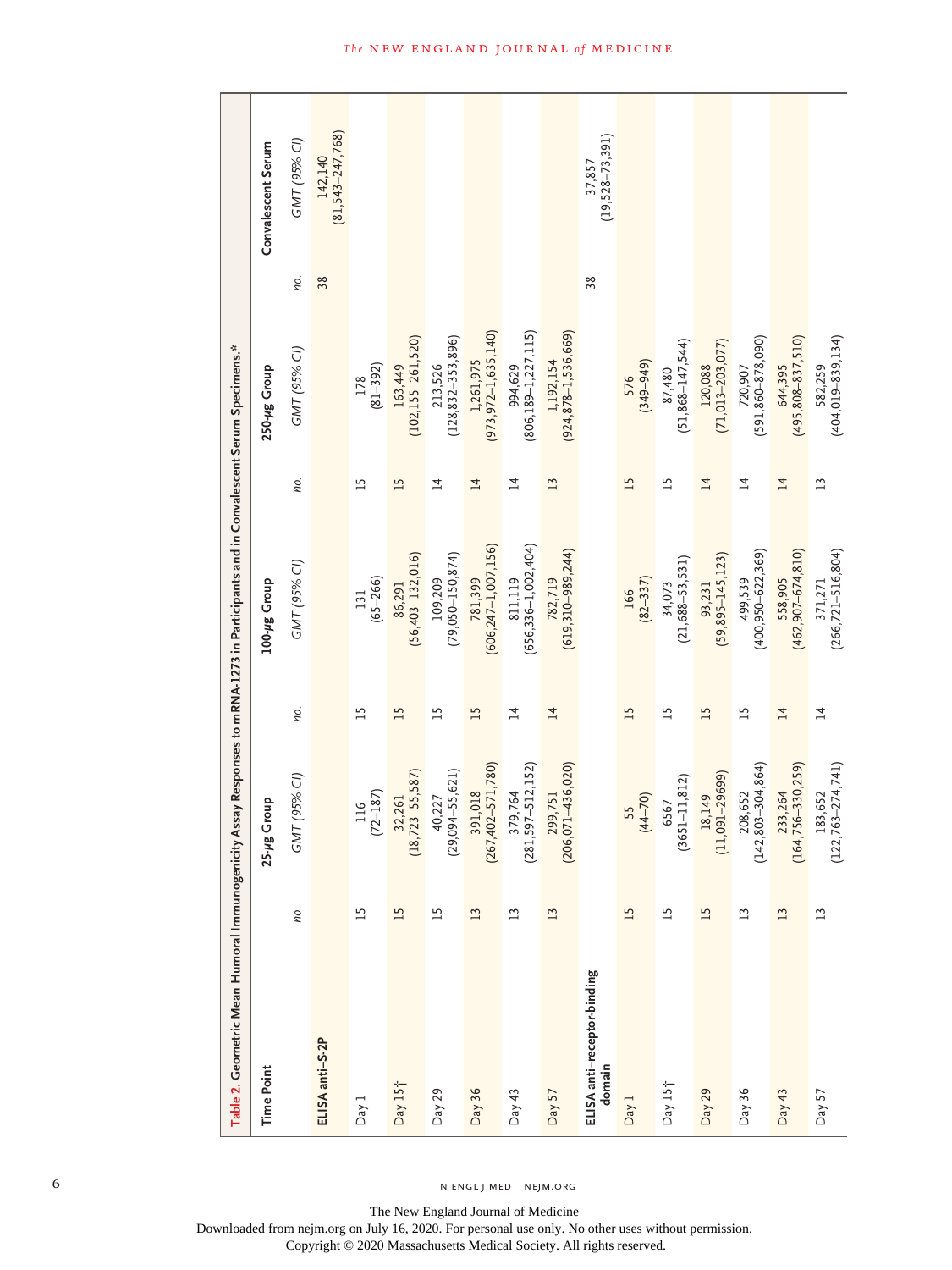**Table 2.** Geometric Mean Humoral Immunogenicity Assay Responses to mRNA-1273 in Participants and in Convalescent Serum Specimens.*

| Time Point | 25-μg Group | | 100-μg Group | | 250-μg Group | | Convalescent Serum | |
|---|---|---|---|---|---|---|---|---|
| | *no.* | *GMT (95% CI)* | *no.* | *GMT (95% CI)* | *no.* | *GMT (95% CI)* | *no.* | *GMT (95% CI)* |
| **ELISA anti–S-2P** | | | | | | | 38 | 142,140 (81,543–247,768) |
| Day 1 | 15 | 116 (72–187) | 15 | 131 (65–266) | 15 | 178 (81–392) | | |
| Day 15† | 15 | 32,261 (18,723–55,587) | 15 | 86,291 (56,403–132,016) | 15 | 163,449 (102,155–261,520) | | |
| Day 29 | 15 | 40,227 (29,094–55,621) | 15 | 109,209 (79,050–150,874) | 14 | 213,526 (128,832–353,896) | | |
| Day 36 | 13 | 391,018 (267,402–571,780) | 15 | 781,399 (606,247–1,007,156) | 14 | 1,261,975 (973,972–1,635,140) | | |
| Day 43 | 13 | 379,764 (281,597–512,152) | 14 | 811,119 (656,336–1,002,404) | 14 | 994,629 (806,189–1,227,115) | | |
| Day 57 | 13 | 299,751 (206,071–436,020) | 14 | 782,719 (619,310–989,244) | 13 | 1,192,154 (924,878–1,536,669) | | |
| **ELISA anti–receptor-binding domain** | | | | | | | 38 | 37,857 (19,528–73,391) |
| Day 1 | 15 | 55 (44–70) | 15 | 166 (82–337) | 15 | 576 (349–949) | | |
| Day 15† | 15 | 6567 (3651–11,812) | 15 | 34,073 (21,688–53,531) | 15 | 87,480 (51,868–147,544) | | |
| Day 29 | 15 | 18,149 (11,091–29699) | 15 | 93,231 (59,895–145,123) | 14 | 120,088 (71,013–203,077) | | |
| Day 36 | 13 | 208,652 (142,803–304,864) | 15 | 499,539 (400,950–622,369) | 14 | 720,907 (591,860–878,090) | | |
| Day 43 | 13 | 233,264 (164,756–330,259) | 14 | 558,905 (462,907–674,810) | 14 | 644,395 (495,808–837,510) | | |
| Day 57 | 13 | 183,652 (122,763–274,741) | 14 | 371,271 (266,721–516,804) | 13 | 582,259 (404,019–839,134) | | |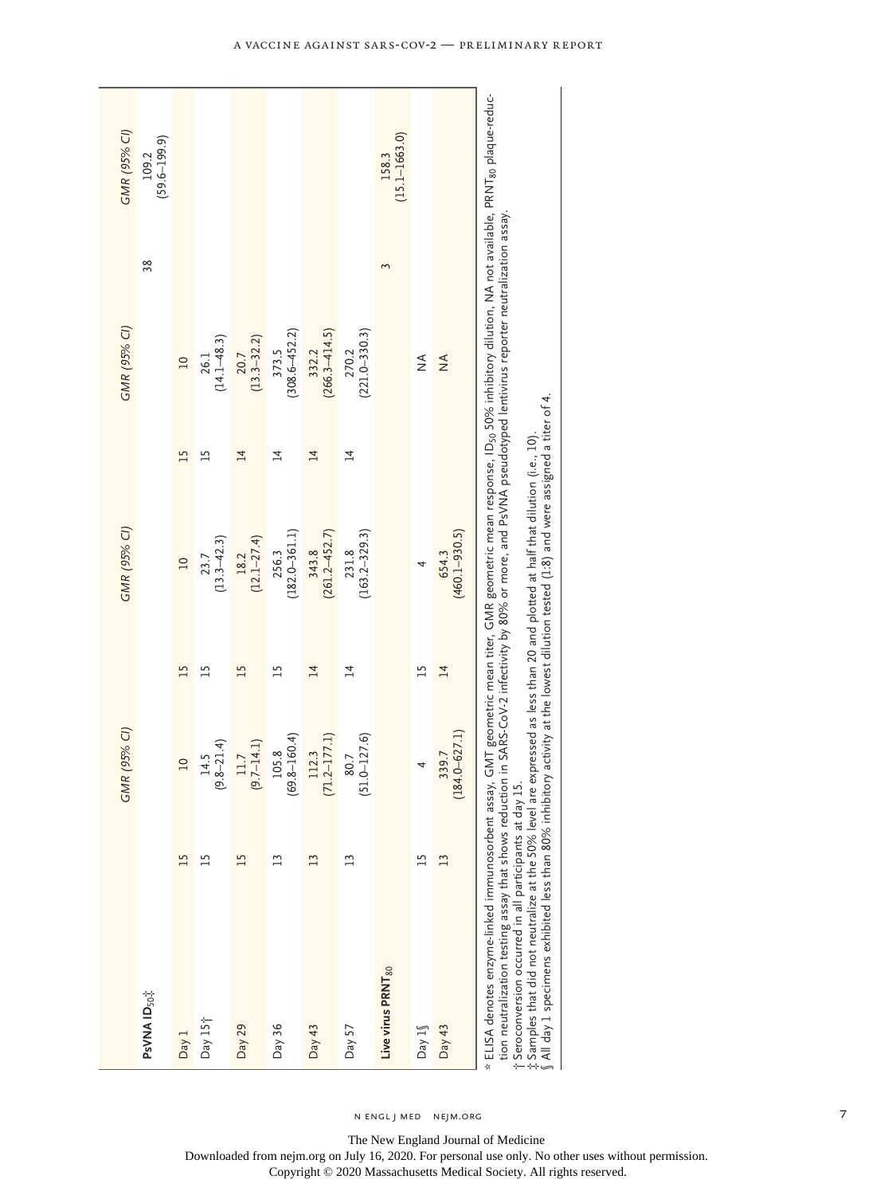| | | GMR (95% CI) | | GMR (95% CI) | | GMR (95% CI) | | GMR (95% CI) |
|---|---|---|---|---|---|---|---|---|
| **PsVNA $ID_{50}$‡** | | | | | | | 38 | 109.2 (59.6–199.9) |
| Day 1 | 15 | 10 | 15 | 10 | 15 | 10 | | |
| Day 15† | 15 | 14.5 (9.8–21.4) | 15 | 23.7 (13.3–42.3) | 15 | 26.1 (14.1–48.3) | | |
| Day 29 | 15 | 11.7 (9.7–14.1) | 15 | 18.2 (12.1–27.4) | 14 | 20.7 (13.3–32.2) | | |
| Day 36 | 13 | 105.8 (69.8–160.4) | 15 | 256.3 (182.0–361.1) | 14 | 373.5 (308.6–452.2) | | |
| Day 43 | 13 | 112.3 (71.2–177.1) | 14 | 343.8 (261.2–452.7) | 14 | 332.2 (266.3–414.5) | | |
| Day 57 | 13 | 80.7 (51.0–127.6) | 14 | 231.8 (163.2–329.3) | 14 | 270.2 (221.0–330.3) | | |
| **Live virus $PRNT_{80}$** | | | | | | | 3 | 158.3 (15.1–1663.0) |
| Day 1§ | 15 | 4 | 15 | 4 | | NA | | |
| Day 43 | 13 | 339.7 (184.0–627.1) | 14 | 654.3 (460.1–930.5) | | NA | | |

* ELISA denotes enzyme-linked immunosorbent assay, GMT geometric mean titer, GMR geometric mean response, $ID_{50}$ 50% inhibitory dilution, NA not available, $PRNT_{80}$ plaque-reduction neutralization testing assay that shows reduction in SARS-CoV-2 infectivity by 80% or more, and PsVNA pseudotyped lentivirus reporter neutralization assay.

† Seroconversion occurred in all participants at day 15.

‡ Samples that did not neutralize at the 50% level are expressed as less than 20 and plotted at half that dilution (i.e., 10).

§ All day 1 specimens exhibited less than 80% inhibitory activity at the lowest dilution tested (1:8) and were assigned a titer of 4.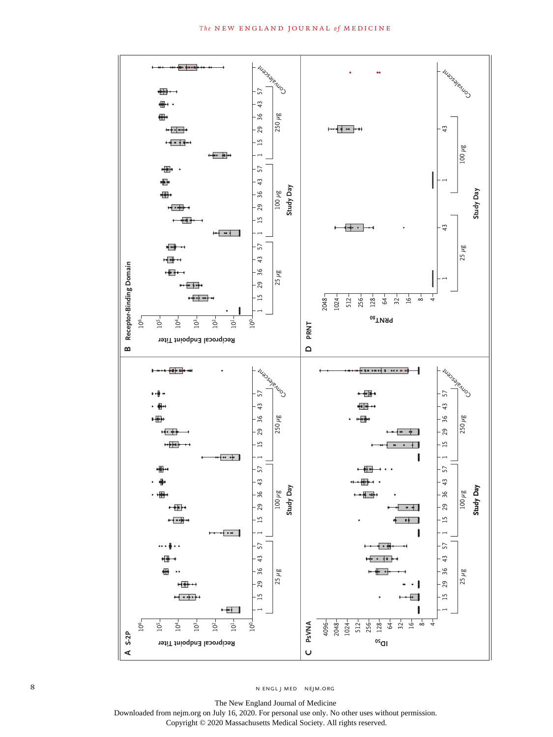**A** S-2P

Reciprocal Endpoint Titer ($10^0$, $10^1$, $10^2$, $10^3$, $10^4$, $10^5$, $10^6$)

Study Day: 25 μg (1, 15, 29, 36, 43, 57); 100 μg (1, 15, 29, 36, 43, 57); 250 μg (1, 15, 29, 36, 43, 57); Convalescent

**B** Receptor-Binding Domain

Reciprocal Endpoint Titer ($10^0$, $10^1$, $10^2$, $10^3$, $10^4$, $10^5$, $10^6$)

Study Day: 25 μg (1, 15, 29, 36, 43, 57); 100 μg (1, 15, 29, 36, 43, 57); 250 μg (1, 15, 29, 36, 43, 57); Convalescent

**C** PsVNA

$ID_{50}$ (4, 8, 16, 32, 64, 128, 256, 512, 1024, 2048, 4096)

Study Day: 25 μg (1, 15, 29, 36, 43, 57); 100 μg (1, 15, 29, 36, 43, 57); 250 μg (1, 15, 29, 36, 43, 57); Convalescent

**D** PRNT

$PRNT_{80}$ (4, 8, 16, 32, 64, 128, 256, 512, 1024, 2048)

Study Day: 25 μg (1, 43); 100 μg (1, 43); Convalescent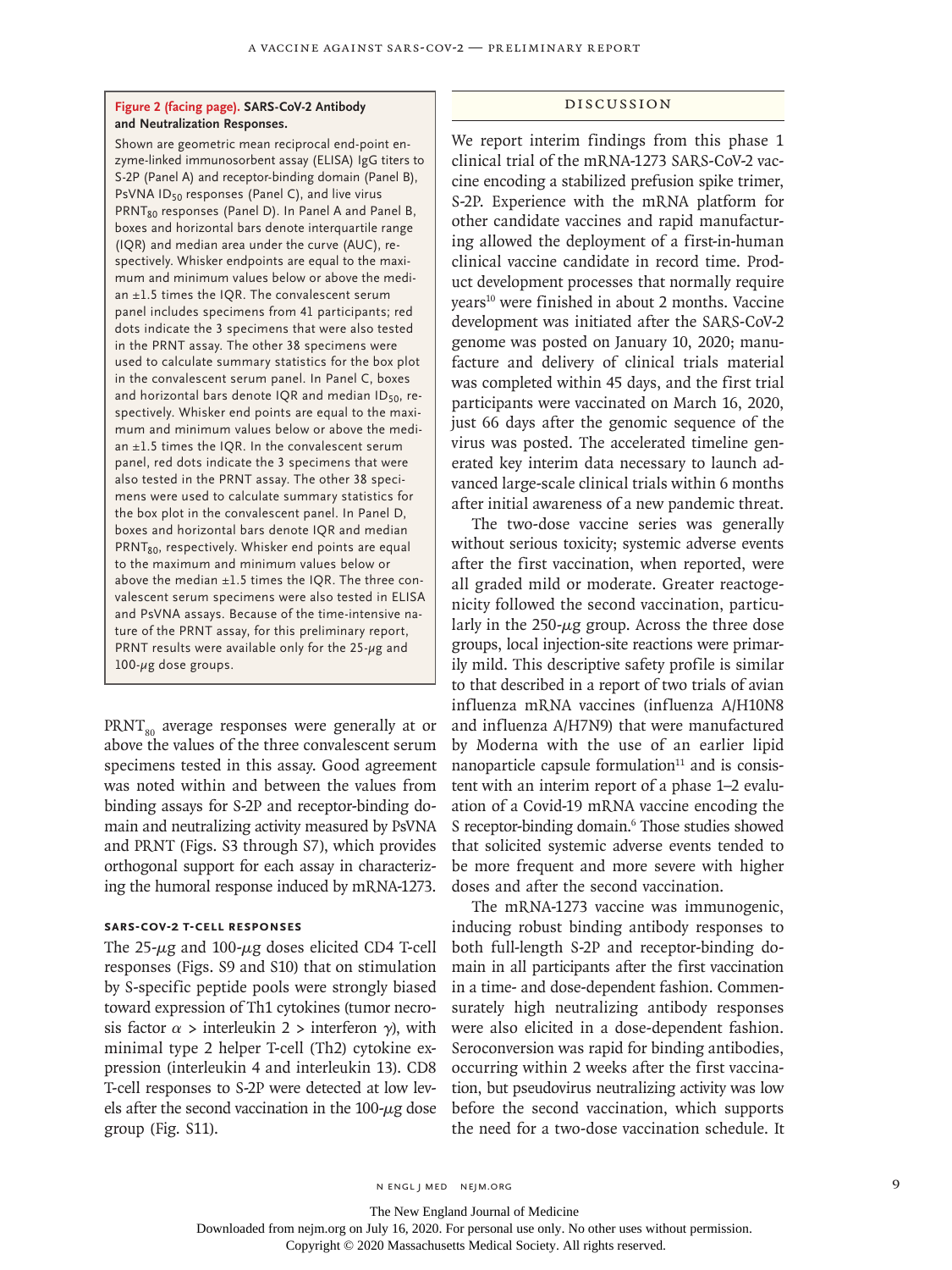**Figure 2 (facing page). SARS-CoV-2 Antibody and Neutralization Responses.**

Shown are geometric mean reciprocal end-point enzyme-linked immunosorbent assay (ELISA) IgG titers to S-2P (Panel A) and receptor-binding domain (Panel B), PsVNA $ID_{50}$ responses (Panel C), and live virus $PRNT_{80}$ responses (Panel D). In Panel A and Panel B, boxes and horizontal bars denote interquartile range (IQR) and median area under the curve (AUC), respectively. Whisker endpoints are equal to the maximum and minimum values below or above the median ±1.5 times the IQR. The convalescent serum panel includes specimens from 41 participants; red dots indicate the 3 specimens that were also tested in the PRNT assay. The other 38 specimens were used to calculate summary statistics for the box plot in the convalescent serum panel. In Panel C, boxes and horizontal bars denote IQR and median $ID_{50}$, respectively. Whisker end points are equal to the maximum and minimum values below or above the median ±1.5 times the IQR. In the convalescent serum panel, red dots indicate the 3 specimens that were also tested in the PRNT assay. The other 38 specimens were used to calculate summary statistics for the box plot in the convalescent panel. In Panel D, boxes and horizontal bars denote IQR and median $PRNT_{80}$, respectively. Whisker end points are equal to the maximum and minimum values below or above the median ±1.5 times the IQR. The three convalescent serum specimens were also tested in ELISA and PsVNA assays. Because of the time-intensive nature of the PRNT assay, for this preliminary report, PRNT results were available only for the 25-μg and 100-μg dose groups.

$PRNT_{80}$ average responses were generally at or above the values of the three convalescent serum specimens tested in this assay. Good agreement was noted within and between the values from binding assays for S-2P and receptor-binding domain and neutralizing activity measured by PsVNA and PRNT (Figs. S3 through S7), which provides orthogonal support for each assay in characterizing the humoral response induced by mRNA-1273.

### SARS-CoV-2 T-Cell Responses

The 25-μg and 100-μg doses elicited CD4 T-cell responses (Figs. S9 and S10) that on stimulation by S-specific peptide pools were strongly biased toward expression of Th1 cytokines (tumor necrosis factor α > interleukin 2 > interferon γ), with minimal type 2 helper T-cell (Th2) cytokine expression (interleukin 4 and interleukin 13). CD8 T-cell responses to S-2P were detected at low levels after the second vaccination in the 100-μg dose group (Fig. S11).

## Discussion

We report interim findings from this phase 1 clinical trial of the mRNA-1273 SARS-CoV-2 vaccine encoding a stabilized prefusion spike trimer, S-2P. Experience with the mRNA platform for other candidate vaccines and rapid manufacturing allowed the deployment of a first-in-human clinical vaccine candidate in record time. Product development processes that normally require years[10] were finished in about 2 months. Vaccine development was initiated after the SARS-CoV-2 genome was posted on January 10, 2020; manufacture and delivery of clinical trials material was completed within 45 days, and the first trial participants were vaccinated on March 16, 2020, just 66 days after the genomic sequence of the virus was posted. The accelerated timeline generated key interim data necessary to launch advanced large-scale clinical trials within 6 months after initial awareness of a new pandemic threat.

The two-dose vaccine series was generally without serious toxicity; systemic adverse events after the first vaccination, when reported, were all graded mild or moderate. Greater reactogenicity followed the second vaccination, particularly in the 250-μg group. Across the three dose groups, local injection-site reactions were primarily mild. This descriptive safety profile is similar to that described in a report of two trials of avian influenza mRNA vaccines (influenza A/H10N8 and influenza A/H7N9) that were manufactured by Moderna with the use of an earlier lipid nanoparticle capsule formulation[11] and is consistent with an interim report of a phase 1–2 evaluation of a Covid-19 mRNA vaccine encoding the S receptor-binding domain.[6] Those studies showed that solicited systemic adverse events tended to be more frequent and more severe with higher doses and after the second vaccination.

The mRNA-1273 vaccine was immunogenic, inducing robust binding antibody responses to both full-length S-2P and receptor-binding domain in all participants after the first vaccination in a time- and dose-dependent fashion. Commensurately high neutralizing antibody responses were also elicited in a dose-dependent fashion. Seroconversion was rapid for binding antibodies, occurring within 2 weeks after the first vaccination, but pseudovirus neutralizing activity was low before the second vaccination, which supports the need for a two-dose vaccination schedule. It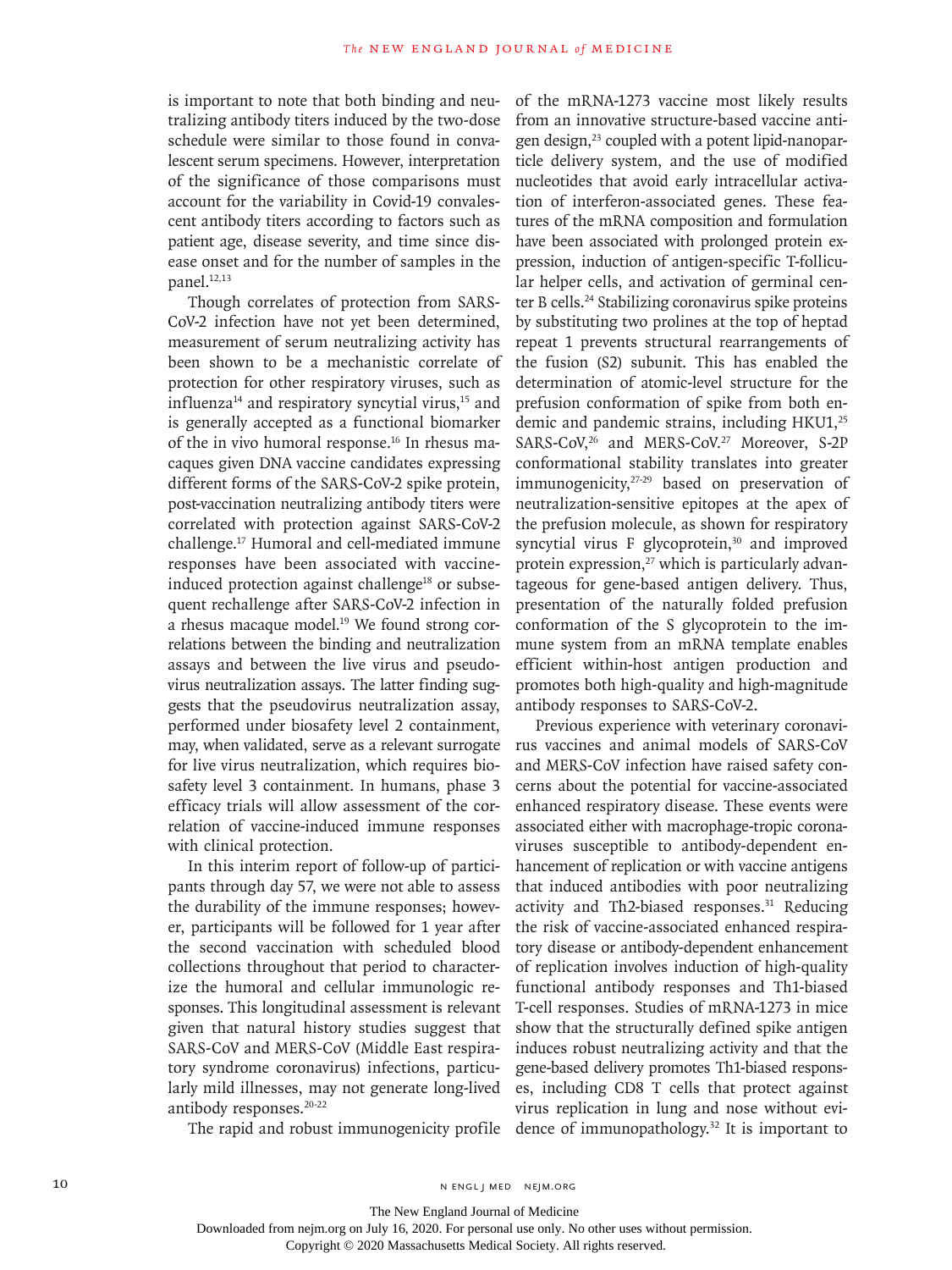is important to note that both binding and neutralizing antibody titers induced by the two-dose schedule were similar to those found in convalescent serum specimens. However, interpretation of the significance of those comparisons must account for the variability in Covid-19 convalescent antibody titers according to factors such as patient age, disease severity, and time since disease onset and for the number of samples in the panel.[12,13]

Though correlates of protection from SARS-CoV-2 infection have not yet been determined, measurement of serum neutralizing activity has been shown to be a mechanistic correlate of protection for other respiratory viruses, such as influenza[14] and respiratory syncytial virus,[15] and is generally accepted as a functional biomarker of the in vivo humoral response.[16] In rhesus macaques given DNA vaccine candidates expressing different forms of the SARS-CoV-2 spike protein, post-vaccination neutralizing antibody titers were correlated with protection against SARS-CoV-2 challenge.[17] Humoral and cell-mediated immune responses have been associated with vaccine-induced protection against challenge[18] or subsequent rechallenge after SARS-CoV-2 infection in a rhesus macaque model.[19] We found strong correlations between the binding and neutralization assays and between the live virus and pseudovirus neutralization assays. The latter finding suggests that the pseudovirus neutralization assay, performed under biosafety level 2 containment, may, when validated, serve as a relevant surrogate for live virus neutralization, which requires biosafety level 3 containment. In humans, phase 3 efficacy trials will allow assessment of the correlation of vaccine-induced immune responses with clinical protection.

In this interim report of follow-up of participants through day 57, we were not able to assess the durability of the immune responses; however, participants will be followed for 1 year after the second vaccination with scheduled blood collections throughout that period to characterize the humoral and cellular immunologic responses. This longitudinal assessment is relevant given that natural history studies suggest that SARS-CoV and MERS-CoV (Middle East respiratory syndrome coronavirus) infections, particularly mild illnesses, may not generate long-lived antibody responses.[20-22]

The rapid and robust immunogenicity profile of the mRNA-1273 vaccine most likely results from an innovative structure-based vaccine antigen design,[23] coupled with a potent lipid-nanoparticle delivery system, and the use of modified nucleotides that avoid early intracellular activation of interferon-associated genes. These features of the mRNA composition and formulation have been associated with prolonged protein expression, induction of antigen-specific T-follicular helper cells, and activation of germinal center B cells.[24] Stabilizing coronavirus spike proteins by substituting two prolines at the top of heptad repeat 1 prevents structural rearrangements of the fusion (S2) subunit. This has enabled the determination of atomic-level structure for the prefusion conformation of spike from both endemic and pandemic strains, including HKU1,[25] SARS-CoV,[26] and MERS-CoV.[27] Moreover, S-2P conformational stability translates into greater immunogenicity,[27-29] based on preservation of neutralization-sensitive epitopes at the apex of the prefusion molecule, as shown for respiratory syncytial virus F glycoprotein,[30] and improved protein expression,[27] which is particularly advantageous for gene-based antigen delivery. Thus, presentation of the naturally folded prefusion conformation of the S glycoprotein to the immune system from an mRNA template enables efficient within-host antigen production and promotes both high-quality and high-magnitude antibody responses to SARS-CoV-2.

Previous experience with veterinary coronavirus vaccines and animal models of SARS-CoV and MERS-CoV infection have raised safety concerns about the potential for vaccine-associated enhanced respiratory disease. These events were associated either with macrophage-tropic coronaviruses susceptible to antibody-dependent enhancement of replication or with vaccine antigens that induced antibodies with poor neutralizing activity and Th2-biased responses.[31] Reducing the risk of vaccine-associated enhanced respiratory disease or antibody-dependent enhancement of replication involves induction of high-quality functional antibody responses and Th1-biased T-cell responses. Studies of mRNA-1273 in mice show that the structurally defined spike antigen induces robust neutralizing activity and that the gene-based delivery promotes Th1-biased responses, including CD8 T cells that protect against virus replication in lung and nose without evidence of immunopathology.[32] It is important to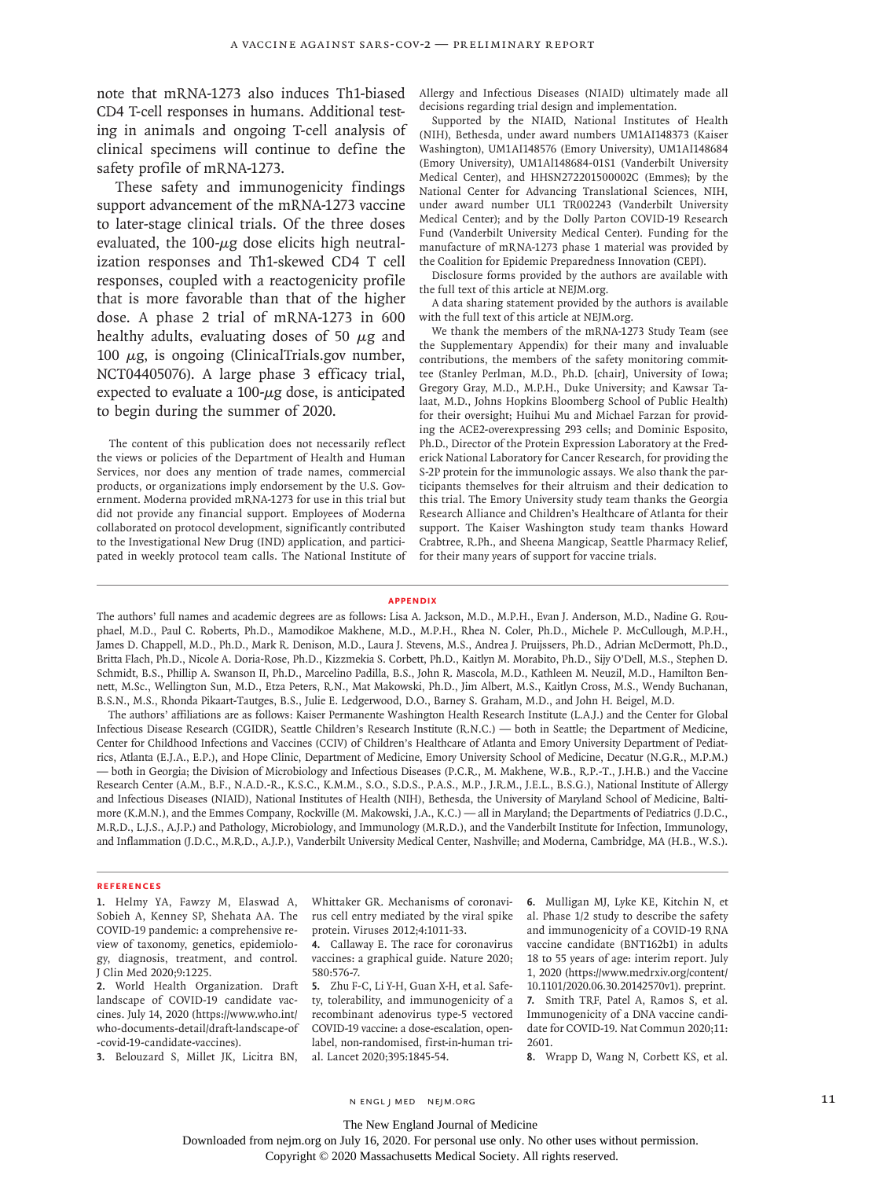note that mRNA-1273 also induces Th1-biased CD4 T-cell responses in humans. Additional testing in animals and ongoing T-cell analysis of clinical specimens will continue to define the safety profile of mRNA-1273.

These safety and immunogenicity findings support advancement of the mRNA-1273 vaccine to later-stage clinical trials. Of the three doses evaluated, the 100-$\mu$g dose elicits high neutralization responses and Th1-skewed CD4 T cell responses, coupled with a reactogenicity profile that is more favorable than that of the higher dose. A phase 2 trial of mRNA-1273 in 600 healthy adults, evaluating doses of 50 $\mu$g and 100 $\mu$g, is ongoing (ClinicalTrials.gov number, NCT04405076). A large phase 3 efficacy trial, expected to evaluate a 100-$\mu$g dose, is anticipated to begin during the summer of 2020.

The content of this publication does not necessarily reflect the views or policies of the Department of Health and Human Services, nor does any mention of trade names, commercial products, or organizations imply endorsement by the U.S. Government. Moderna provided mRNA-1273 for use in this trial but did not provide any financial support. Employees of Moderna collaborated on protocol development, significantly contributed to the Investigational New Drug (IND) application, and participated in weekly protocol team calls. The National Institute of Allergy and Infectious Diseases (NIAID) ultimately made all decisions regarding trial design and implementation.

Supported by the NIAID, National Institutes of Health (NIH), Bethesda, under award numbers UM1AI148373 (Kaiser Washington), UM1AI148576 (Emory University), UM1AI148684 (Emory University), UM1AI148684-01S1 (Vanderbilt University Medical Center), and HHSN272201500002C (Emmes); by the National Center for Advancing Translational Sciences, NIH, under award number UL1 TR002243 (Vanderbilt University Medical Center); and by the Dolly Parton COVID-19 Research Fund (Vanderbilt University Medical Center). Funding for the manufacture of mRNA-1273 phase 1 material was provided by the Coalition for Epidemic Preparedness Innovation (CEPI).

Disclosure forms provided by the authors are available with the full text of this article at NEJM.org.

A data sharing statement provided by the authors is available with the full text of this article at NEJM.org.

We thank the members of the mRNA-1273 Study Team (see the Supplementary Appendix) for their many and invaluable contributions, the members of the safety monitoring committee (Stanley Perlman, M.D., Ph.D. [chair], University of Iowa; Gregory Gray, M.D., M.P.H., Duke University; and Kawsar Talaat, M.D., Johns Hopkins Bloomberg School of Public Health) for their oversight; Huihui Mu and Michael Farzan for providing the ACE2-overexpressing 293 cells; and Dominic Esposito, Ph.D., Director of the Protein Expression Laboratory at the Frederick National Laboratory for Cancer Research, for providing the S-2P protein for the immunologic assays. We also thank the participants themselves for their altruism and their dedication to this trial. The Emory University study team thanks the Georgia Research Alliance and Children's Healthcare of Atlanta for their support. The Kaiser Washington study team thanks Howard Crabtree, R.Ph., and Sheena Mangicap, Seattle Pharmacy Relief, for their many years of support for vaccine trials.

## APPENDIX

The authors' full names and academic degrees are as follows: Lisa A. Jackson, M.D., M.P.H., Evan J. Anderson, M.D., Nadine G. Rouphael, M.D., Paul C. Roberts, Ph.D., Mamodikoe Makhene, M.D., M.P.H., Rhea N. Coler, Ph.D., Michele P. McCullough, M.P.H., James D. Chappell, M.D., Ph.D., Mark R. Denison, M.D., Laura J. Stevens, M.S., Andrea J. Pruijssers, Ph.D., Adrian McDermott, Ph.D., Britta Flach, Ph.D., Nicole A. Doria-Rose, Ph.D., Kizzmekia S. Corbett, Ph.D., Kaitlyn M. Morabito, Ph.D., Sijy O'Dell, M.S., Stephen D. Schmidt, B.S., Phillip A. Swanson II, Ph.D., Marcelino Padilla, B.S., John R. Mascola, M.D., Kathleen M. Neuzil, M.D., Hamilton Bennett, M.Sc., Wellington Sun, M.D., Etza Peters, R.N., Mat Makowski, Ph.D., Jim Albert, M.S., Kaitlyn Cross, M.S., Wendy Buchanan, B.S.N., M.S., Rhonda Pikaart-Tautges, B.S., Julie E. Ledgerwood, D.O., Barney S. Graham, M.D., and John H. Beigel, M.D.

The authors' affiliations are as follows: Kaiser Permanente Washington Health Research Institute (L.A.J.) and the Center for Global Infectious Disease Research (CGIDR), Seattle Children's Research Institute (R.N.C.) — both in Seattle; the Department of Medicine, Center for Childhood Infections and Vaccines (CCIV) of Children's Healthcare of Atlanta and Emory University Department of Pediatrics, Atlanta (E.J.A., E.P.), and Hope Clinic, Department of Medicine, Emory University School of Medicine, Decatur (N.G.R., M.P.M.) — both in Georgia; the Division of Microbiology and Infectious Diseases (P.C.R., M. Makhene, W.B., R.P.-T., J.H.B.) and the Vaccine Research Center (A.M., B.F., N.A.D.-R., K.S.C., K.M.M., S.O., S.D.S., P.A.S., M.P., J.R.M., J.E.L., B.S.G.), National Institute of Allergy and Infectious Diseases (NIAID), National Institutes of Health (NIH), Bethesda, the University of Maryland School of Medicine, Baltimore (K.M.N.), and the Emmes Company, Rockville (M. Makowski, J.A., K.C.) — all in Maryland; the Departments of Pediatrics (J.D.C., M.R.D., L.J.S., A.J.P.) and Pathology, Microbiology, and Immunology (M.R.D.), and the Vanderbilt Institute for Infection, Immunology, and Inflammation (J.D.C., M.R.D., A.J.P.), Vanderbilt University Medical Center, Nashville; and Moderna, Cambridge, MA (H.B., W.S.).

## REFERENCES

1. Helmy YA, Fawzy M, Elaswad A, Sobieh A, Kenney SP, Shehata AA. The COVID-19 pandemic: a comprehensive review of taxonomy, genetics, epidemiology, diagnosis, treatment, and control. J Clin Med 2020;9:1225.
2. World Health Organization. Draft landscape of COVID-19 candidate vaccines. July 14, 2020 (https://www.who.int/who-documents-detail/draft-landscape-of-covid-19-candidate-vaccines).
3. Belouzard S, Millet JK, Licitra BN, Whittaker GR. Mechanisms of coronavirus cell entry mediated by the viral spike protein. Viruses 2012;4:1011-33.
4. Callaway E. The race for coronavirus vaccines: a graphical guide. Nature 2020; 580:576-7.
5. Zhu F-C, Li Y-H, Guan X-H, et al. Safety, tolerability, and immunogenicity of a recombinant adenovirus type-5 vectored COVID-19 vaccine: a dose-escalation, open-label, non-randomised, first-in-human trial. Lancet 2020;395:1845-54.
6. Mulligan MJ, Lyke KE, Kitchin N, et al. Phase 1/2 study to describe the safety and immunogenicity of a COVID-19 RNA vaccine candidate (BNT162b1) in adults 18 to 55 years of age: interim report. July 1, 2020 (https://www.medrxiv.org/content/10.1101/2020.06.30.20142570v1). preprint.
7. Smith TRF, Patel A, Ramos S, et al. Immunogenicity of a DNA vaccine candidate for COVID-19. Nat Commun 2020;11: 2601.
8. Wrapp D, Wang N, Corbett KS, et al.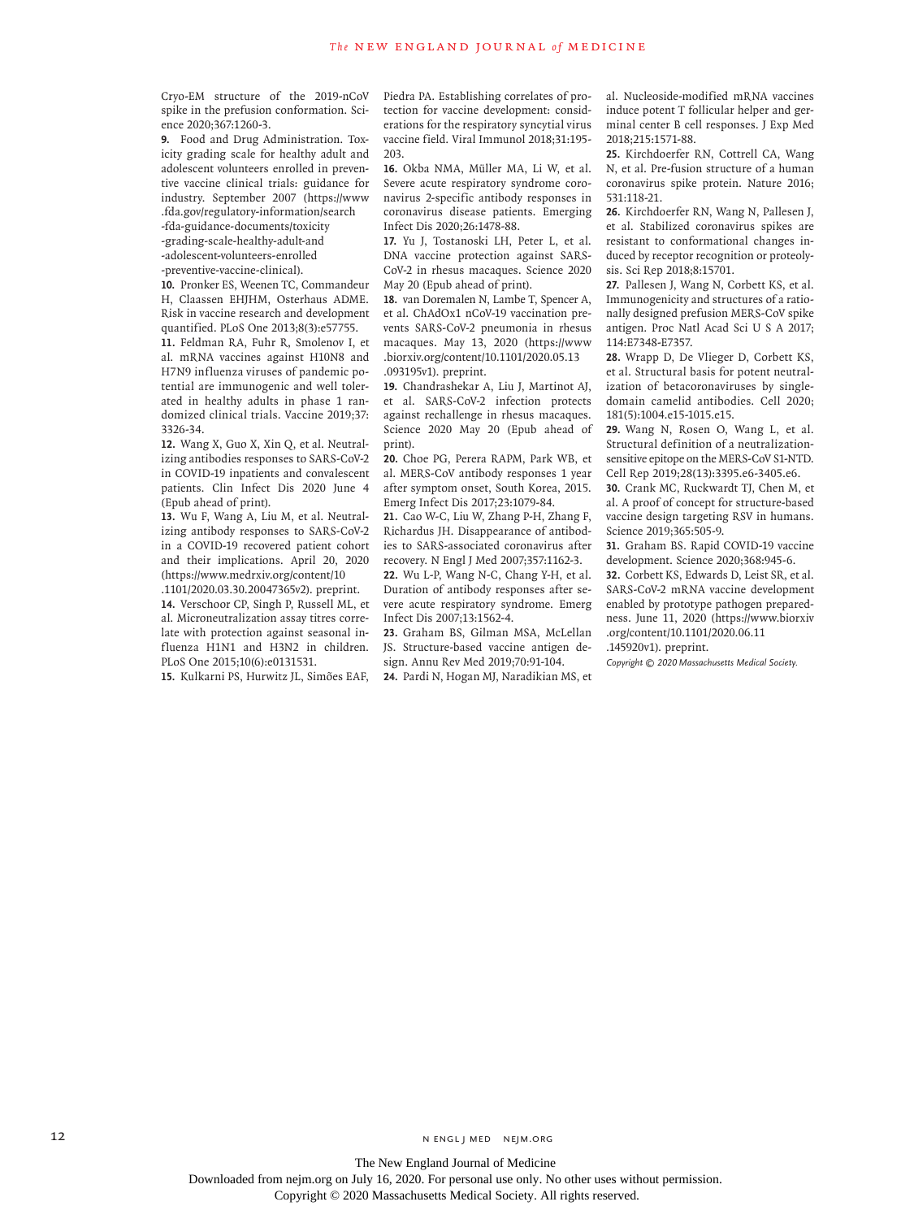Cryo-EM structure of the 2019-nCoV spike in the prefusion conformation. Science 2020;367:1260-3.

**9.** Food and Drug Administration. Toxicity grading scale for healthy adult and adolescent volunteers enrolled in preventive vaccine clinical trials: guidance for industry. September 2007 (https://www.fda.gov/regulatory-information/search-fda-guidance-documents/toxicity-grading-scale-healthy-adult-and-adolescent-volunteers-enrolled-preventive-vaccine-clinical).

**10.** Pronker ES, Weenen TC, Commandeur H, Claassen EHJHM, Osterhaus ADME. Risk in vaccine research and development quantified. PLoS One 2013;8(3):e57755.

**11.** Feldman RA, Fuhr R, Smolenov I, et al. mRNA vaccines against H10N8 and H7N9 influenza viruses of pandemic potential are immunogenic and well tolerated in healthy adults in phase 1 randomized clinical trials. Vaccine 2019;37:3326-34.

**12.** Wang X, Guo X, Xin Q, et al. Neutralizing antibodies responses to SARS-CoV-2 in COVID-19 inpatients and convalescent patients. Clin Infect Dis 2020 June 4 (Epub ahead of print).

**13.** Wu F, Wang A, Liu M, et al. Neutralizing antibody responses to SARS-CoV-2 in a COVID-19 recovered patient cohort and their implications. April 20, 2020 (https://www.medrxiv.org/content/10.1101/2020.03.30.20047365v2). preprint.

**14.** Verschoor CP, Singh P, Russell ML, et al. Microneutralization assay titres correlate with protection against seasonal influenza H1N1 and H3N2 in children. PLoS One 2015;10(6):e0131531.

**15.** Kulkarni PS, Hurwitz JL, Simões EAF, Piedra PA. Establishing correlates of protection for vaccine development: considerations for the respiratory syncytial virus vaccine field. Viral Immunol 2018;31:195-203.

**16.** Okba NMA, Müller MA, Li W, et al. Severe acute respiratory syndrome coronavirus 2-specific antibody responses in coronavirus disease patients. Emerging Infect Dis 2020;26:1478-88.

**17.** Yu J, Tostanoski LH, Peter L, et al. DNA vaccine protection against SARS-CoV-2 in rhesus macaques. Science 2020 May 20 (Epub ahead of print).

**18.** van Doremalen N, Lambe T, Spencer A, et al. ChAdOx1 nCoV-19 vaccination prevents SARS-CoV-2 pneumonia in rhesus macaques. May 13, 2020 (https://www.biorxiv.org/content/10.1101/2020.05.13.093195v1). preprint.

**19.** Chandrashekar A, Liu J, Martinot AJ, et al. SARS-CoV-2 infection protects against rechallenge in rhesus macaques. Science 2020 May 20 (Epub ahead of print).

**20.** Choe PG, Perera RAPM, Park WB, et al. MERS-CoV antibody responses 1 year after symptom onset, South Korea, 2015. Emerg Infect Dis 2017;23:1079-84.

**21.** Cao W-C, Liu W, Zhang P-H, Zhang F, Richardus JH. Disappearance of antibodies to SARS-associated coronavirus after recovery. N Engl J Med 2007;357:1162-3.

**22.** Wu L-P, Wang N-C, Chang Y-H, et al. Duration of antibody responses after severe acute respiratory syndrome. Emerg Infect Dis 2007;13:1562-4.

**23.** Graham BS, Gilman MSA, McLellan JS. Structure-based vaccine antigen design. Annu Rev Med 2019;70:91-104.

**24.** Pardi N, Hogan MJ, Naradikian MS, et al. Nucleoside-modified mRNA vaccines induce potent T follicular helper and germinal center B cell responses. J Exp Med 2018;215:1571-88.

**25.** Kirchdoerfer RN, Cottrell CA, Wang N, et al. Pre-fusion structure of a human coronavirus spike protein. Nature 2016;531:118-21.

**26.** Kirchdoerfer RN, Wang N, Pallesen J, et al. Stabilized coronavirus spikes are resistant to conformational changes induced by receptor recognition or proteolysis. Sci Rep 2018;8:15701.

**27.** Pallesen J, Wang N, Corbett KS, et al. Immunogenicity and structures of a rationally designed prefusion MERS-CoV spike antigen. Proc Natl Acad Sci U S A 2017;114:E7348-E7357.

**28.** Wrapp D, De Vlieger D, Corbett KS, et al. Structural basis for potent neutralization of betacoronaviruses by single-domain camelid antibodies. Cell 2020;181(5):1004.e15-1015.e15.

**29.** Wang N, Rosen O, Wang L, et al. Structural definition of a neutralization-sensitive epitope on the MERS-CoV S1-NTD. Cell Rep 2019;28(13):3395.e6-3405.e6.

**30.** Crank MC, Ruckwardt TJ, Chen M, et al. A proof of concept for structure-based vaccine design targeting RSV in humans. Science 2019;365:505-9.

**31.** Graham BS. Rapid COVID-19 vaccine development. Science 2020;368:945-6.

**32.** Corbett KS, Edwards D, Leist SR, et al. SARS-CoV-2 mRNA vaccine development enabled by prototype pathogen preparedness. June 11, 2020 (https://www.biorxiv.org/content/10.1101/2020.06.11.145920v1). preprint.

*Copyright © 2020 Massachusetts Medical Society.*